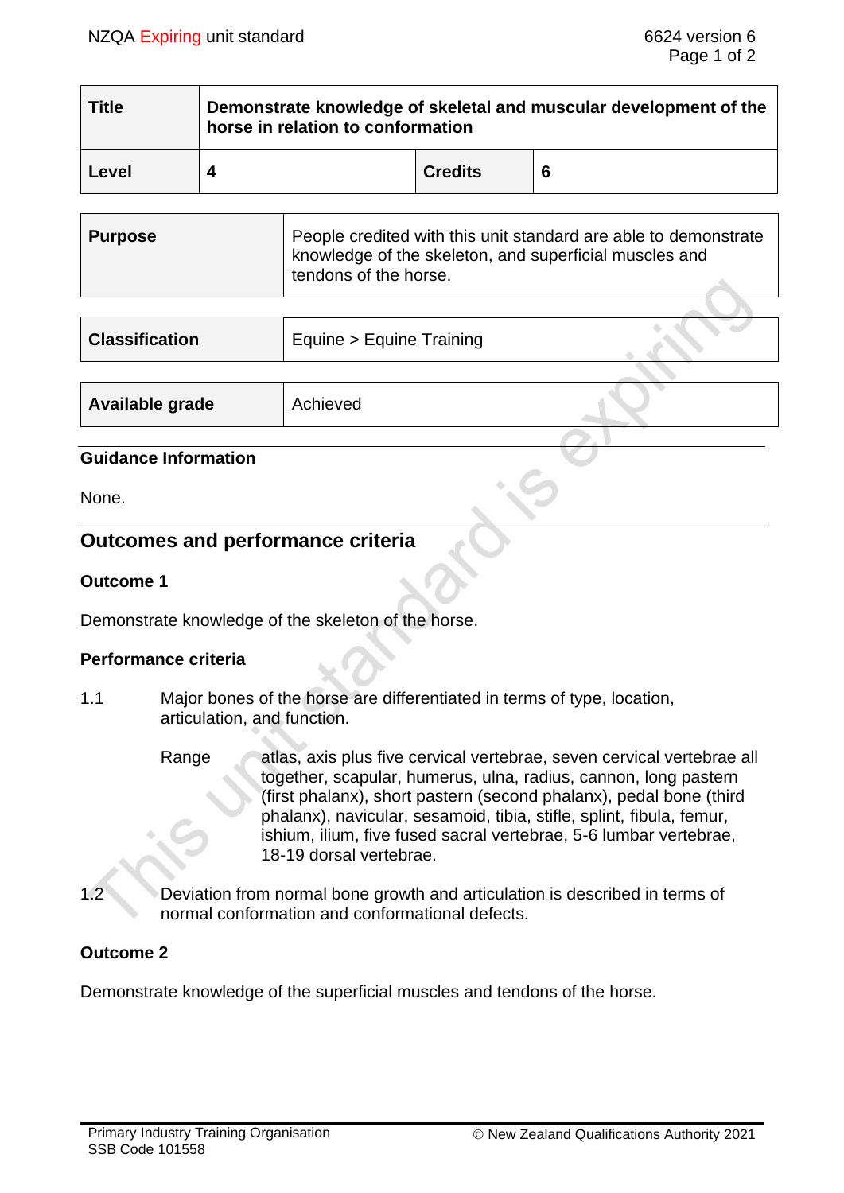| Title | Demonstrate knowledge of skeletal and muscular development of the horse in relation to conformation | | |
|---|---|---|---|
| Level | 4 | Credits | 6 |

| Purpose | People credited with this unit standard are able to demonstrate knowledge of the skeleton, and superficial muscles and tendons of the horse. |
|---|---|

| Classification | Equine > Equine Training |
|---|---|

| Available grade | Achieved |
|---|---|

## Guidance Information

None.

## Outcomes and performance criteria

### Outcome 1

Demonstrate knowledge of the skeleton of the horse.

### Performance criteria

1.1 Major bones of the horse are differentiated in terms of type, location, articulation, and function.

Range: atlas, axis plus five cervical vertebrae, seven cervical vertebrae all together, scapular, humerus, ulna, radius, cannon, long pastern (first phalanx), short pastern (second phalanx), pedal bone (third phalanx), navicular, sesamoid, tibia, stifle, splint, fibula, femur, ishium, ilium, five fused sacral vertebrae, 5-6 lumbar vertebrae, 18-19 dorsal vertebrae.

1.2 Deviation from normal bone growth and articulation is described in terms of normal conformation and conformational defects.

### Outcome 2

Demonstrate knowledge of the superficial muscles and tendons of the horse.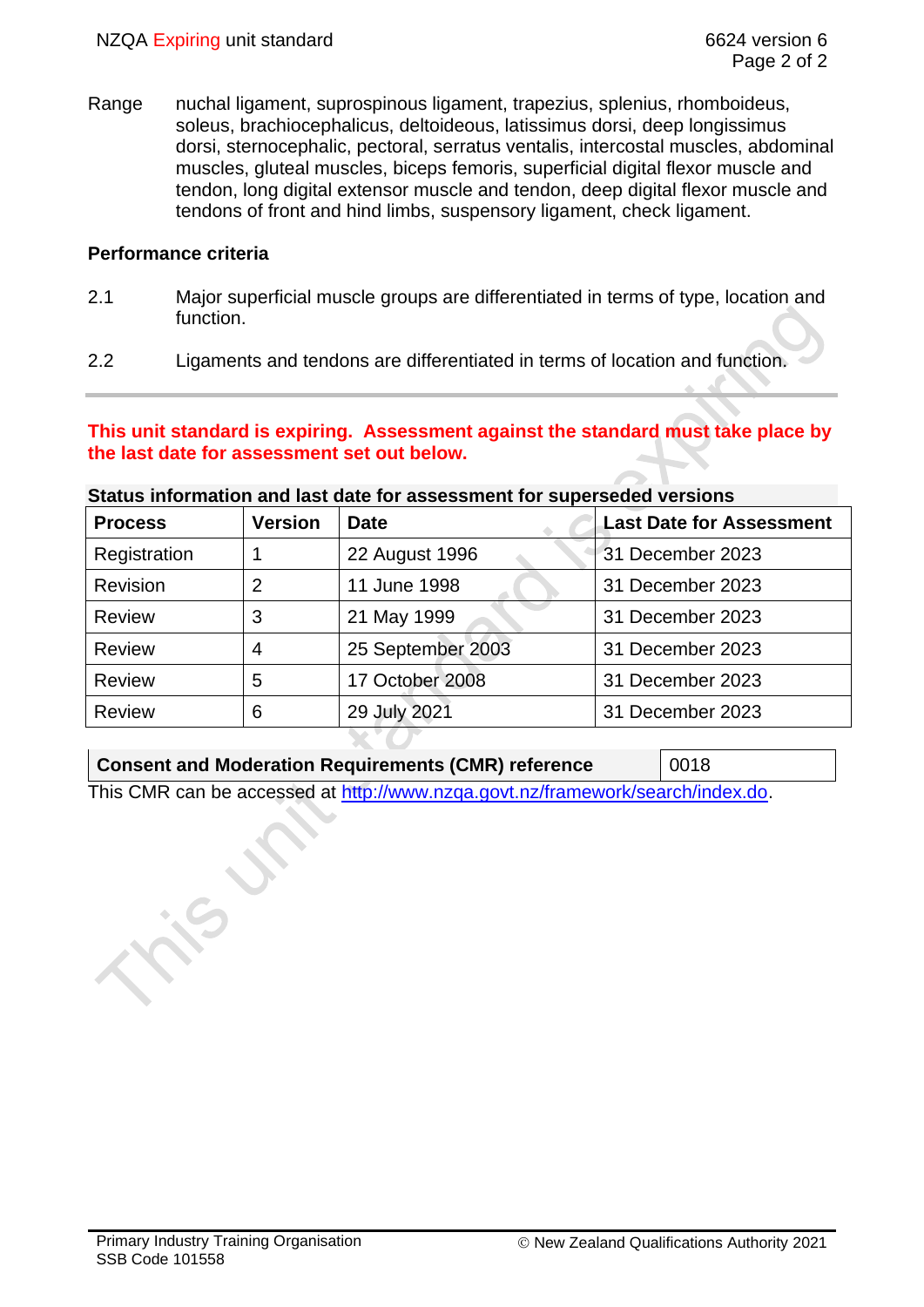Range nuchal ligament, suprospinous ligament, trapezius, splenius, rhomboideus, soleus, brachiocephalicus, deltoideous, latissimus dorsi, deep longissimus dorsi, sternocephalic, pectoral, serratus ventalis, intercostal muscles, abdominal muscles, gluteal muscles, biceps femoris, superficial digital flexor muscle and tendon, long digital extensor muscle and tendon, deep digital flexor muscle and tendons of front and hind limbs, suspensory ligament, check ligament.

**Performance criteria**

2.1 Major superficial muscle groups are differentiated in terms of type, location and function.

2.2 Ligaments and tendons are differentiated in terms of location and function.

---

**This unit standard is expiring. Assessment against the standard must take place by the last date for assessment set out below.**

**Status information and last date for assessment for superseded versions**

| **Process** | **Version** | **Date** | **Last Date for Assessment** |
|---|---|---|---|
| Registration | 1 | 22 August 1996 | 31 December 2023 |
| Revision | 2 | 11 June 1998 | 31 December 2023 |
| Review | 3 | 21 May 1999 | 31 December 2023 |
| Review | 4 | 25 September 2003 | 31 December 2023 |
| Review | 5 | 17 October 2008 | 31 December 2023 |
| Review | 6 | 29 July 2021 | 31 December 2023 |

| **Consent and Moderation Requirements (CMR) reference** | 0018 |
|---|---|

This CMR can be accessed at http://www.nzqa.govt.nz/framework/search/index.do.